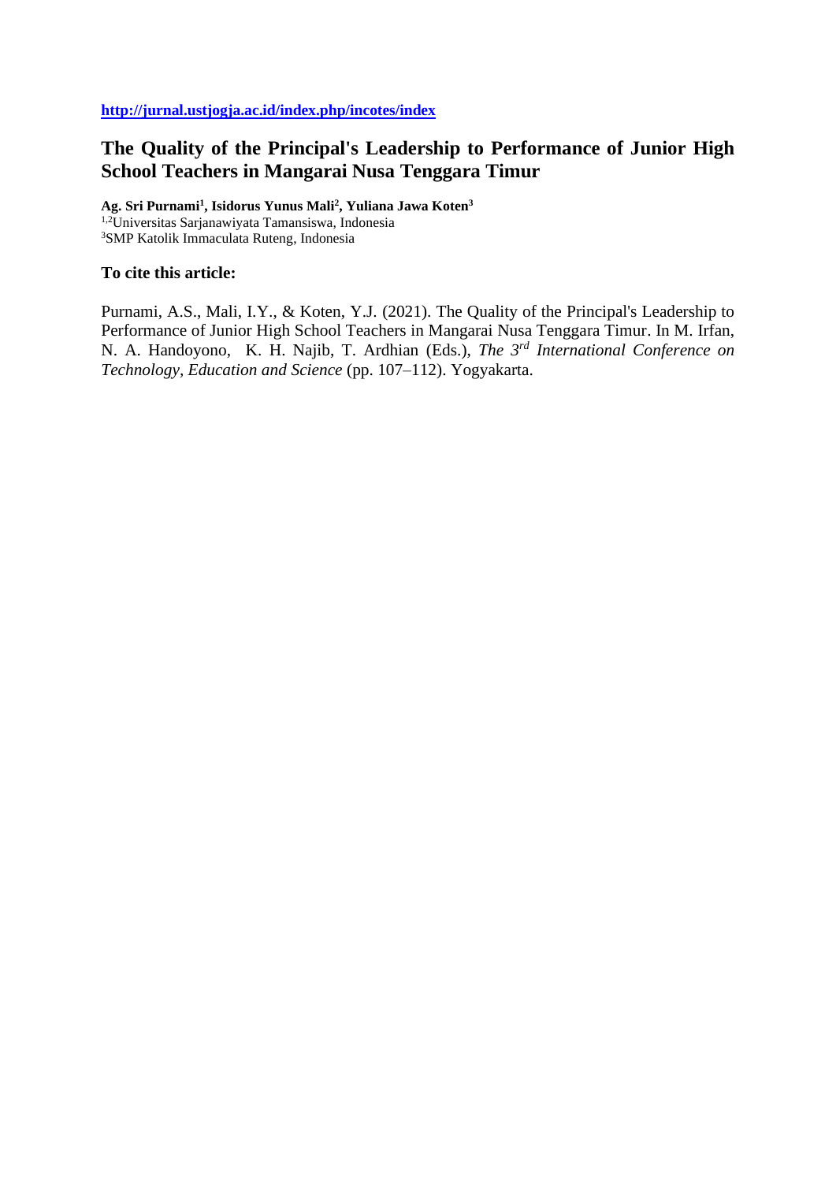http://jurnal.ustjogja.ac.id/index.php/incotes/index

# The Quality of the Principal's Leadership to Performance of Junior High School Teachers in Mangarai Nusa Tenggara Timur

**Ag. Sri Purnami[1], Isidorus Yunus Mali[2], Yuliana Jawa Koten[3]**

[1,2]Universitas Sarjanawiyata Tamansiswa, Indonesia

[3]SMP Katolik Immaculata Ruteng, Indonesia

**To cite this article:**

Purnami, A.S., Mali, I.Y., & Koten, Y.J. (2021). The Quality of the Principal's Leadership to Performance of Junior High School Teachers in Mangarai Nusa Tenggara Timur. In M. Irfan, N. A. Handoyono, K. H. Najib, T. Ardhian (Eds.), *The 3rd International Conference on Technology, Education and Science* (pp. 107–112). Yogyakarta.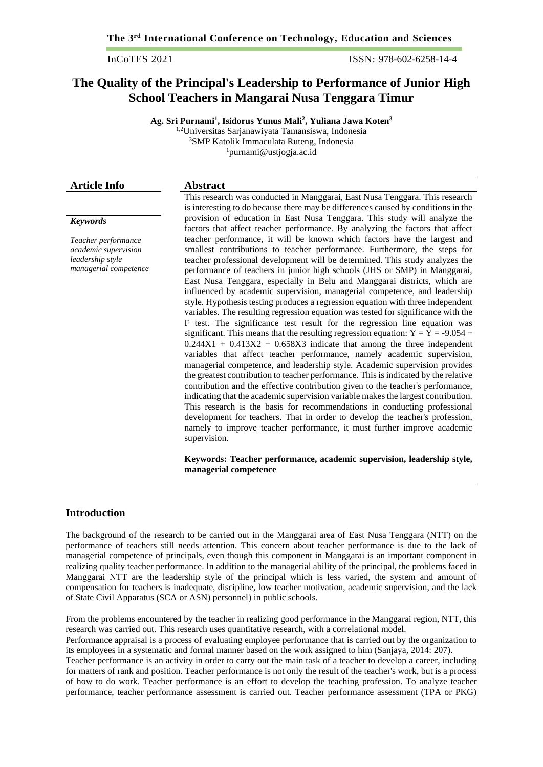# The Quality of the Principal's Leadership to Performance of Junior High School Teachers in Mangarai Nusa Tenggara Timur

**Ag. Sri Purnami[1], Isidorus Yunus Mali[2], Yuliana Jawa Koten[3]**

[1,2]Universitas Sarjanawiyata Tamansiswa, Indonesia
[3]SMP Katolik Immaculata Ruteng, Indonesia
[1]purnami@ustjogja.ac.id

## Article Info

***Keywords***

*Teacher performance*
*academic supervision*
*leadership style*
*managerial competence*

## Abstract

This research was conducted in Manggarai, East Nusa Tenggara. This research is interesting to do because there may be differences caused by conditions in the provision of education in East Nusa Tenggara. This study will analyze the factors that affect teacher performance. By analyzing the factors that affect teacher performance, it will be known which factors have the largest and smallest contributions to teacher performance. Furthermore, the steps for teacher professional development will be determined. This study analyzes the performance of teachers in junior high schools (JHS or SMP) in Manggarai, East Nusa Tenggara, especially in Belu and Manggarai districts, which are influenced by academic supervision, managerial competence, and leadership style. Hypothesis testing produces a regression equation with three independent variables. The resulting regression equation was tested for significance with the F test. The significance test result for the regression line equation was significant. This means that the resulting regression equation: $Y = Y = -9.054 + 0.244X1 + 0.413X2 + 0.658X3$ indicate that among the three independent variables that affect teacher performance, namely academic supervision, managerial competence, and leadership style. Academic supervision provides the greatest contribution to teacher performance. This is indicated by the relative contribution and the effective contribution given to the teacher's performance, indicating that the academic supervision variable makes the largest contribution. This research is the basis for recommendations in conducting professional development for teachers. That in order to develop the teacher's profession, namely to improve teacher performance, it must further improve academic supervision.

**Keywords: Teacher performance, academic supervision, leadership style, managerial competence**

## Introduction

The background of the research to be carried out in the Manggarai area of East Nusa Tenggara (NTT) on the performance of teachers still needs attention. This concern about teacher performance is due to the lack of managerial competence of principals, even though this component in Manggarai is an important component in realizing quality teacher performance. In addition to the managerial ability of the principal, the problems faced in Manggarai NTT are the leadership style of the principal which is less varied, the system and amount of compensation for teachers is inadequate, discipline, low teacher motivation, academic supervision, and the lack of State Civil Apparatus (SCA or ASN) personnel) in public schools.

From the problems encountered by the teacher in realizing good performance in the Manggarai region, NTT, this research was carried out. This research uses quantitative research, with a correlational model.

Performance appraisal is a process of evaluating employee performance that is carried out by the organization to its employees in a systematic and formal manner based on the work assigned to him (Sanjaya, 2014: 207).

Teacher performance is an activity in order to carry out the main task of a teacher to develop a career, including for matters of rank and position. Teacher performance is not only the result of the teacher's work, but is a process of how to do work. Teacher performance is an effort to develop the teaching profession. To analyze teacher performance, teacher performance assessment is carried out. Teacher performance assessment (TPA or PKG)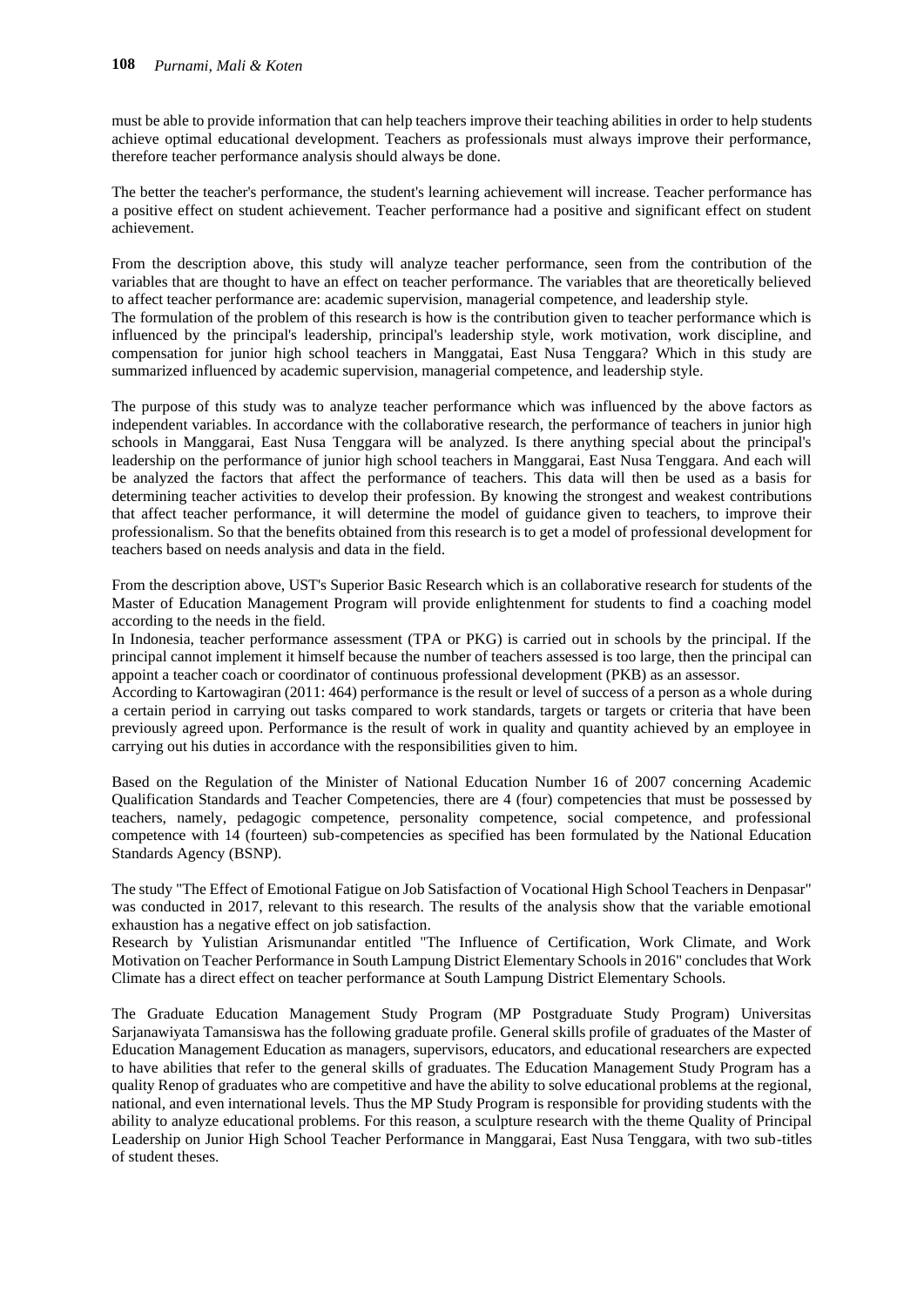must be able to provide information that can help teachers improve their teaching abilities in order to help students achieve optimal educational development. Teachers as professionals must always improve their performance, therefore teacher performance analysis should always be done.

The better the teacher's performance, the student's learning achievement will increase. Teacher performance has a positive effect on student achievement. Teacher performance had a positive and significant effect on student achievement.

From the description above, this study will analyze teacher performance, seen from the contribution of the variables that are thought to have an effect on teacher performance. The variables that are theoretically believed to affect teacher performance are: academic supervision, managerial competence, and leadership style.
The formulation of the problem of this research is how is the contribution given to teacher performance which is influenced by the principal's leadership, principal's leadership style, work motivation, work discipline, and compensation for junior high school teachers in Manggatai, East Nusa Tenggara? Which in this study are summarized influenced by academic supervision, managerial competence, and leadership style.

The purpose of this study was to analyze teacher performance which was influenced by the above factors as independent variables. In accordance with the collaborative research, the performance of teachers in junior high schools in Manggarai, East Nusa Tenggara will be analyzed. Is there anything special about the principal's leadership on the performance of junior high school teachers in Manggarai, East Nusa Tenggara. And each will be analyzed the factors that affect the performance of teachers. This data will then be used as a basis for determining teacher activities to develop their profession. By knowing the strongest and weakest contributions that affect teacher performance, it will determine the model of guidance given to teachers, to improve their professionalism. So that the benefits obtained from this research is to get a model of professional development for teachers based on needs analysis and data in the field.

From the description above, UST's Superior Basic Research which is an collaborative research for students of the Master of Education Management Program will provide enlightenment for students to find a coaching model according to the needs in the field.
In Indonesia, teacher performance assessment (TPA or PKG) is carried out in schools by the principal. If the principal cannot implement it himself because the number of teachers assessed is too large, then the principal can appoint a teacher coach or coordinator of continuous professional development (PKB) as an assessor.
According to Kartowagiran (2011: 464) performance is the result or level of success of a person as a whole during a certain period in carrying out tasks compared to work standards, targets or targets or criteria that have been previously agreed upon. Performance is the result of work in quality and quantity achieved by an employee in carrying out his duties in accordance with the responsibilities given to him.

Based on the Regulation of the Minister of National Education Number 16 of 2007 concerning Academic Qualification Standards and Teacher Competencies, there are 4 (four) competencies that must be possessed by teachers, namely, pedagogic competence, personality competence, social competence, and professional competence with 14 (fourteen) sub-competencies as specified has been formulated by the National Education Standards Agency (BSNP).

The study "The Effect of Emotional Fatigue on Job Satisfaction of Vocational High School Teachers in Denpasar" was conducted in 2017, relevant to this research. The results of the analysis show that the variable emotional exhaustion has a negative effect on job satisfaction.
Research by Yulistian Arismunandar entitled "The Influence of Certification, Work Climate, and Work Motivation on Teacher Performance in South Lampung District Elementary Schools in 2016" concludes that Work Climate has a direct effect on teacher performance at South Lampung District Elementary Schools.

The Graduate Education Management Study Program (MP Postgraduate Study Program) Universitas Sarjanawiyata Tamansiswa has the following graduate profile. General skills profile of graduates of the Master of Education Management Education as managers, supervisors, educators, and educational researchers are expected to have abilities that refer to the general skills of graduates. The Education Management Study Program has a quality Renop of graduates who are competitive and have the ability to solve educational problems at the regional, national, and even international levels. Thus the MP Study Program is responsible for providing students with the ability to analyze educational problems. For this reason, a sculpture research with the theme Quality of Principal Leadership on Junior High School Teacher Performance in Manggarai, East Nusa Tenggara, with two sub-titles of student theses.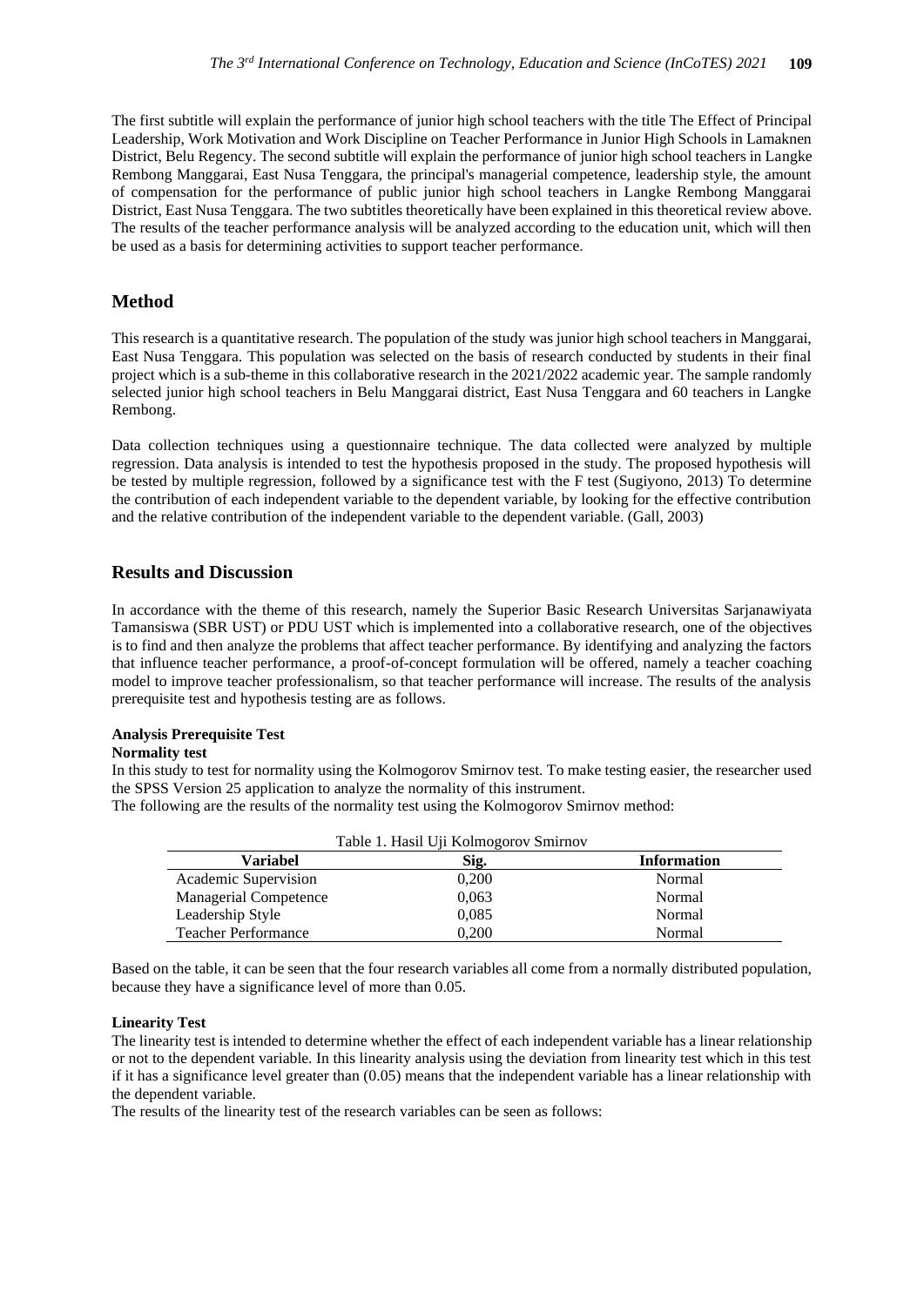The first subtitle will explain the performance of junior high school teachers with the title The Effect of Principal Leadership, Work Motivation and Work Discipline on Teacher Performance in Junior High Schools in Lamaknen District, Belu Regency. The second subtitle will explain the performance of junior high school teachers in Langke Rembong Manggarai, East Nusa Tenggara, the principal's managerial competence, leadership style, the amount of compensation for the performance of public junior high school teachers in Langke Rembong Manggarai District, East Nusa Tenggara. The two subtitles theoretically have been explained in this theoretical review above. The results of the teacher performance analysis will be analyzed according to the education unit, which will then be used as a basis for determining activities to support teacher performance.

## Method

This research is a quantitative research. The population of the study was junior high school teachers in Manggarai, East Nusa Tenggara. This population was selected on the basis of research conducted by students in their final project which is a sub-theme in this collaborative research in the 2021/2022 academic year. The sample randomly selected junior high school teachers in Belu Manggarai district, East Nusa Tenggara and 60 teachers in Langke Rembong.

Data collection techniques using a questionnaire technique. The data collected were analyzed by multiple regression. Data analysis is intended to test the hypothesis proposed in the study. The proposed hypothesis will be tested by multiple regression, followed by a significance test with the F test (Sugiyono, 2013) To determine the contribution of each independent variable to the dependent variable, by looking for the effective contribution and the relative contribution of the independent variable to the dependent variable. (Gall, 2003)

## Results and Discussion

In accordance with the theme of this research, namely the Superior Basic Research Universitas Sarjanawiyata Tamansiswa (SBR UST) or PDU UST which is implemented into a collaborative research, one of the objectives is to find and then analyze the problems that affect teacher performance. By identifying and analyzing the factors that influence teacher performance, a proof-of-concept formulation will be offered, namely a teacher coaching model to improve teacher professionalism, so that teacher performance will increase. The results of the analysis prerequisite test and hypothesis testing are as follows.

**Analysis Prerequisite Test**

**Normality test**

In this study to test for normality using the Kolmogorov Smirnov test. To make testing easier, the researcher used the SPSS Version 25 application to analyze the normality of this instrument.

The following are the results of the normality test using the Kolmogorov Smirnov method:

Table 1. Hasil Uji Kolmogorov Smirnov

| Variabel | Sig. | Information |
|---|---|---|
| Academic Supervision | 0,200 | Normal |
| Managerial Competence | 0,063 | Normal |
| Leadership Style | 0,085 | Normal |
| Teacher Performance | 0,200 | Normal |

Based on the table, it can be seen that the four research variables all come from a normally distributed population, because they have a significance level of more than 0.05.

**Linearity Test**

The linearity test is intended to determine whether the effect of each independent variable has a linear relationship or not to the dependent variable. In this linearity analysis using the deviation from linearity test which in this test if it has a significance level greater than (0.05) means that the independent variable has a linear relationship with the dependent variable.

The results of the linearity test of the research variables can be seen as follows: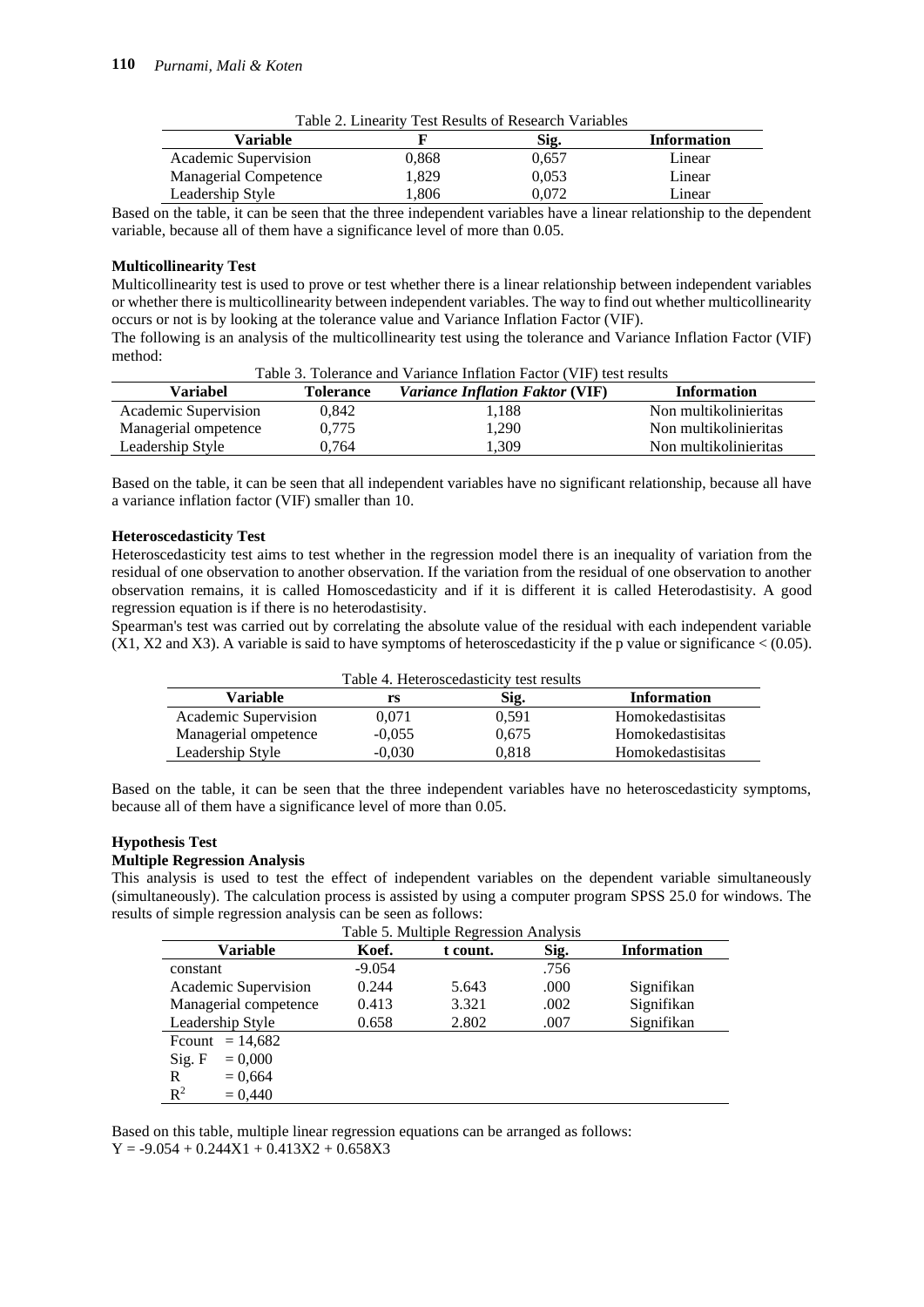Table 2. Linearity Test Results of Research Variables

| Variable | F | Sig. | Information |
|---|---|---|---|
| Academic Supervision | 0,868 | 0,657 | Linear |
| Managerial Competence | 1,829 | 0,053 | Linear |
| Leadership Style | 1,806 | 0,072 | Linear |

Based on the table, it can be seen that the three independent variables have a linear relationship to the dependent variable, because all of them have a significance level of more than 0.05.

**Multicollinearity Test**

Multicollinearity test is used to prove or test whether there is a linear relationship between independent variables or whether there is multicollinearity between independent variables. The way to find out whether multicollinearity occurs or not is by looking at the tolerance value and Variance Inflation Factor (VIF).

The following is an analysis of the multicollinearity test using the tolerance and Variance Inflation Factor (VIF) method:

Table 3. Tolerance and Variance Inflation Factor (VIF) test results

| Variabel | Tolerance | *Variance Inflation Faktor* (VIF) | Information |
|---|---|---|---|
| Academic Supervision | 0,842 | 1,188 | Non multikolinieritas |
| Managerial ompetence | 0,775 | 1,290 | Non multikolinieritas |
| Leadership Style | 0,764 | 1,309 | Non multikolinieritas |

Based on the table, it can be seen that all independent variables have no significant relationship, because all have a variance inflation factor (VIF) smaller than 10.

**Heteroscedasticity Test**

Heteroscedasticity test aims to test whether in the regression model there is an inequality of variation from the residual of one observation to another observation. If the variation from the residual of one observation to another observation remains, it is called Homoscedasticity and if it is different it is called Heterodastisity. A good regression equation is if there is no heterodastisity.

Spearman's test was carried out by correlating the absolute value of the residual with each independent variable (X1, X2 and X3). A variable is said to have symptoms of heteroscedasticity if the p value or significance < (0.05).

Table 4. Heteroscedasticity test results

| Variable | rs | Sig. | Information |
|---|---|---|---|
| Academic Supervision | 0,071 | 0,591 | Homokedastisitas |
| Managerial ompetence | -0,055 | 0,675 | Homokedastisitas |
| Leadership Style | -0,030 | 0,818 | Homokedastisitas |

Based on the table, it can be seen that the three independent variables have no heteroscedasticity symptoms, because all of them have a significance level of more than 0.05.

**Hypothesis Test**

**Multiple Regression Analysis**

This analysis is used to test the effect of independent variables on the dependent variable simultaneously (simultaneously). The calculation process is assisted by using a computer program SPSS 25.0 for windows. The results of simple regression analysis can be seen as follows:

Table 5. Multiple Regression Analysis

| Variable | Koef. | t count. | Sig. | Information |
|---|---|---|---|---|
| constant | -9.054 | | .756 | |
| Academic Supervision | 0.244 | 5.643 | .000 | Signifikan |
| Managerial competence | 0.413 | 3.321 | .002 | Signifikan |
| Leadership Style | 0.658 | 2.802 | .007 | Signifikan |
| Fcount = 14,682 | | | | |
| Sig. F = 0,000 | | | | |
| R = 0,664 | | | | |
| $R^2$ = 0,440 | | | | |

Based on this table, multiple linear regression equations can be arranged as follows:

$Y = -9.054 + 0.244X1 + 0.413X2 + 0.658X3$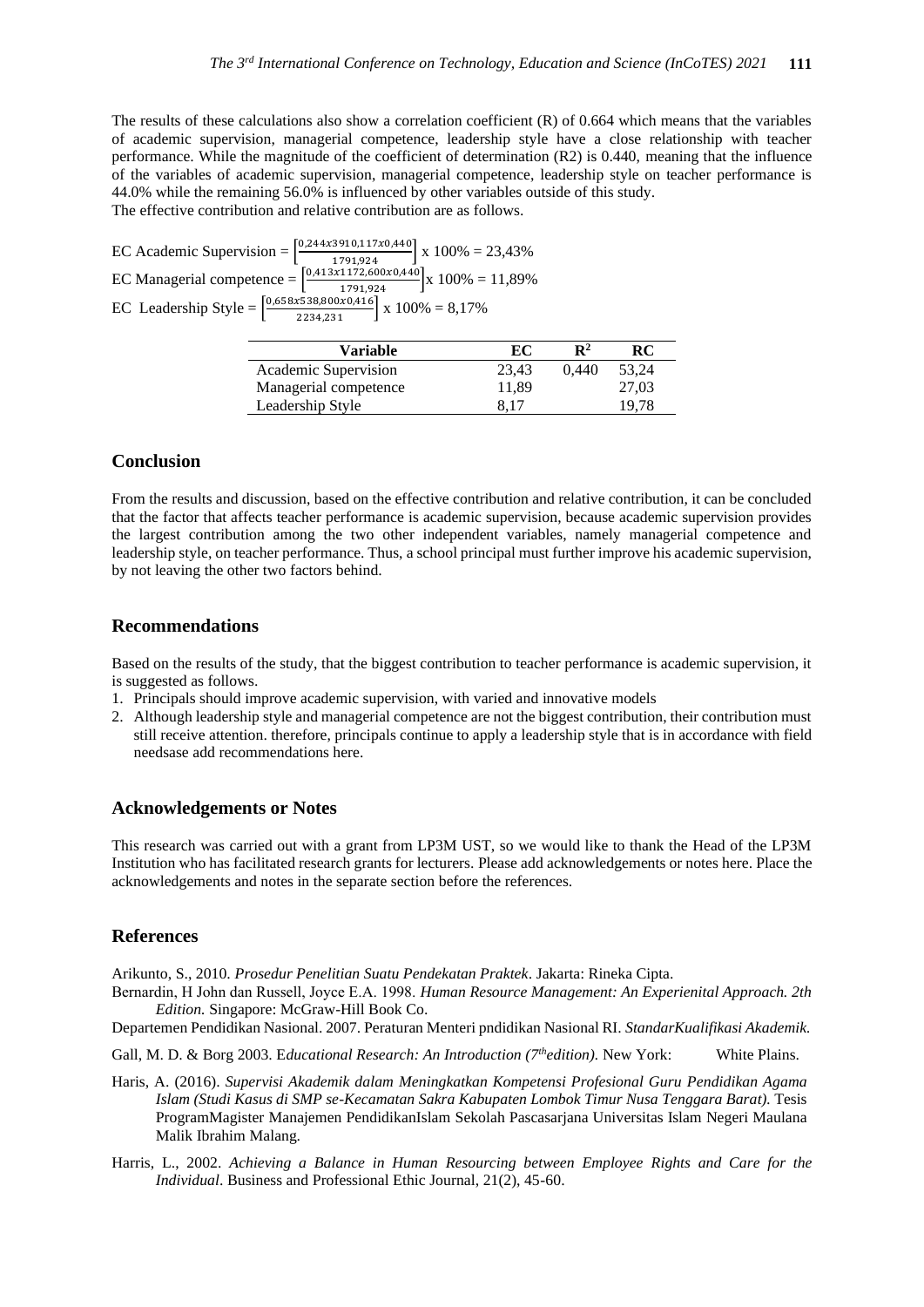The results of these calculations also show a correlation coefficient (R) of 0.664 which means that the variables of academic supervision, managerial competence, leadership style have a close relationship with teacher performance. While the magnitude of the coefficient of determination (R2) is 0.440, meaning that the influence of the variables of academic supervision, managerial competence, leadership style on teacher performance is 44.0% while the remaining 56.0% is influenced by other variables outside of this study.
The effective contribution and relative contribution are as follows.

EC Academic Supervision = $\left[\frac{0,244x3910,117x0,440}{1791,924}\right]$ x 100% = 23,43%

EC Managerial competence = $\left[\frac{0,413x1172,600x0,440}{1791,924}\right]$x 100% = 11,89%

EC Leadership Style = $\left[\frac{0,658x538,800x0,416}{2234,231}\right]$ x 100% = 8,17%

| Variable | EC | $R^2$ | RC |
|---|---|---|---|
| Academic Supervision | 23,43 | 0,440 | 53,24 |
| Managerial competence | 11,89 | | 27,03 |
| Leadership Style | 8,17 | | 19,78 |

## Conclusion

From the results and discussion, based on the effective contribution and relative contribution, it can be concluded that the factor that affects teacher performance is academic supervision, because academic supervision provides the largest contribution among the two other independent variables, namely managerial competence and leadership style, on teacher performance. Thus, a school principal must further improve his academic supervision, by not leaving the other two factors behind.

## Recommendations

Based on the results of the study, that the biggest contribution to teacher performance is academic supervision, it is suggested as follows.

1. Principals should improve academic supervision, with varied and innovative models
2. Although leadership style and managerial competence are not the biggest contribution, their contribution must still receive attention. therefore, principals continue to apply a leadership style that is in accordance with field needsase add recommendations here.

## Acknowledgements or Notes

This research was carried out with a grant from LP3M UST, so we would like to thank the Head of the LP3M Institution who has facilitated research grants for lecturers. Please add acknowledgements or notes here. Place the acknowledgements and notes in the separate section before the references.

## References

Arikunto, S., 2010. *Prosedur Penelitian Suatu Pendekatan Praktek*. Jakarta: Rineka Cipta.

Bernardin, H John dan Russell, Joyce E.A. 1998. *Human Resource Management: An Experienital Approach. 2th Edition.* Singapore: McGraw-Hill Book Co.

Departemen Pendidikan Nasional. 2007. Peraturan Menteri pndidikan Nasional RI. *StandarKualifikasi Akademik.*

Gall, M. D. & Borg 2003. E*ducational Research: An Introduction (7thedition).* New York: White Plains.

Haris, A. (2016). *Supervisi Akademik dalam Meningkatkan Kompetensi Profesional Guru Pendidikan Agama Islam (Studi Kasus di SMP se-Kecamatan Sakra Kabupaten Lombok Timur Nusa Tenggara Barat).* Tesis ProgramMagister Manajemen PendidikanIslam Sekolah Pascasarjana Universitas Islam Negeri Maulana Malik Ibrahim Malang.

Harris, L., 2002. *Achieving a Balance in Human Resourcing between Employee Rights and Care for the Individual*. Business and Professional Ethic Journal, 21(2), 45-60.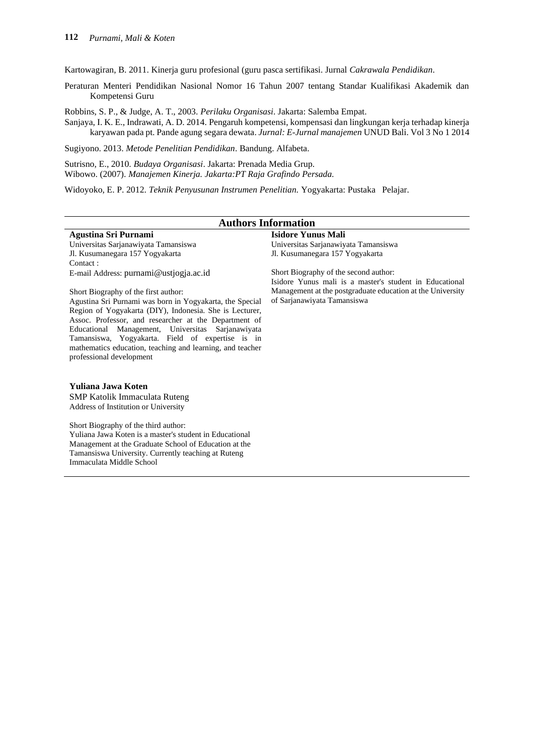Kartowagiran, B. 2011. Kinerja guru profesional (guru pasca sertifikasi. Jurnal *Cakrawala Pendidikan*.

Peraturan Menteri Pendidikan Nasional Nomor 16 Tahun 2007 tentang Standar Kualifikasi Akademik dan Kompetensi Guru

Robbins, S. P., & Judge, A. T., 2003. *Perilaku Organisasi*. Jakarta: Salemba Empat.

Sanjaya, I. K. E., Indrawati, A. D. 2014. Pengaruh kompetensi, kompensasi dan lingkungan kerja terhadap kinerja karyawan pada pt. Pande agung segara dewata. *Jurnal: E-Jurnal manajemen* UNUD Bali. Vol 3 No 1 2014

Sugiyono. 2013. *Metode Penelitian Pendidikan*. Bandung. Alfabeta.

Sutrisno, E., 2010. *Budaya Organisasi*. Jakarta: Prenada Media Grup.

Wibowo. (2007). *Manajemen Kinerja. Jakarta:PT Raja Grafindo Persada.*

Widoyoko, E. P. 2012. *Teknik Penyusunan Instrumen Penelitian.* Yogyakarta: Pustaka Pelajar.

## Authors Information

**Agustina Sri Purnami**
Universitas Sarjanawiyata Tamansiswa
Jl. Kusumanegara 157 Yogyakarta
Contact :
E-mail Address: purnami@ustjogja.ac.id

Short Biography of the first author:
Agustina Sri Purnami was born in Yogyakarta, the Special Region of Yogyakarta (DIY), Indonesia. She is Lecturer, Assoc. Professor, and researcher at the Department of Educational Management, Universitas Sarjanawiyata Tamansiswa, Yogyakarta. Field of expertise is in mathematics education, teaching and learning, and teacher professional development

**Isidore Yunus Mali**
Universitas Sarjanawiyata Tamansiswa
Jl. Kusumanegara 157 Yogyakarta

Short Biography of the second author:
Isidore Yunus mali is a master's student in Educational Management at the postgraduate education at the University of Sarjanawiyata Tamansiswa

**Yuliana Jawa Koten**
SMP Katolik Immaculata Ruteng
Address of Institution or University

Short Biography of the third author:
Yuliana Jawa Koten is a master's student in Educational Management at the Graduate School of Education at the Tamansiswa University. Currently teaching at Ruteng Immaculata Middle School